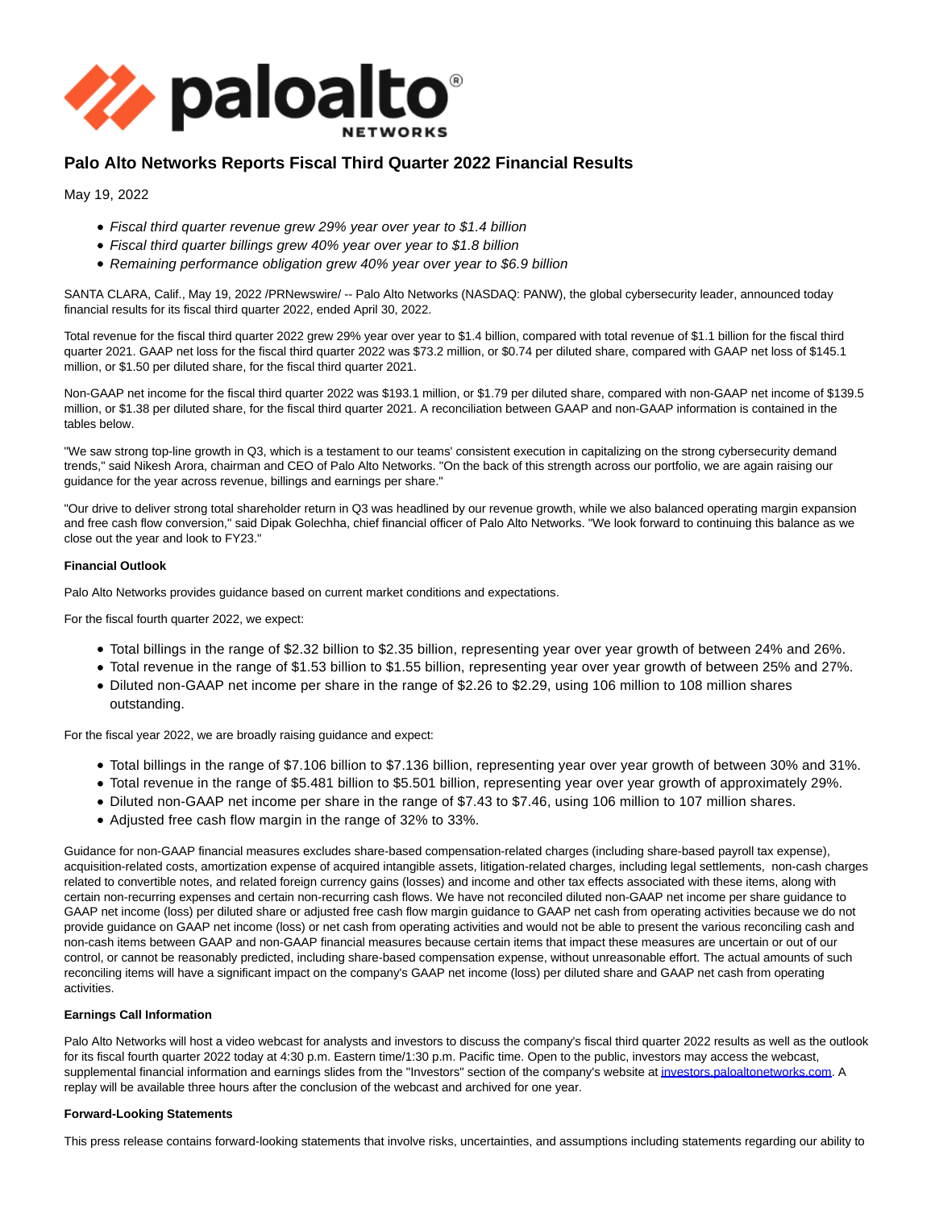# Palo Alto Networks Reports Fiscal Third Quarter 2022 Financial Results

May 19, 2022

- *Fiscal third quarter revenue grew 29% year over year to $1.4 billion*
- *Fiscal third quarter billings grew 40% year over year to $1.8 billion*
- *Remaining performance obligation grew 40% year over year to $6.9 billion*

SANTA CLARA, Calif., May 19, 2022 /PRNewswire/ -- Palo Alto Networks (NASDAQ: PANW), the global cybersecurity leader, announced today financial results for its fiscal third quarter 2022, ended April 30, 2022.

Total revenue for the fiscal third quarter 2022 grew 29% year over year to $1.4 billion, compared with total revenue of $1.1 billion for the fiscal third quarter 2021. GAAP net loss for the fiscal third quarter 2022 was $73.2 million, or $0.74 per diluted share, compared with GAAP net loss of $145.1 million, or $1.50 per diluted share, for the fiscal third quarter 2021.

Non-GAAP net income for the fiscal third quarter 2022 was $193.1 million, or $1.79 per diluted share, compared with non-GAAP net income of $139.5 million, or $1.38 per diluted share, for the fiscal third quarter 2021. A reconciliation between GAAP and non-GAAP information is contained in the tables below.

"We saw strong top-line growth in Q3, which is a testament to our teams' consistent execution in capitalizing on the strong cybersecurity demand trends," said Nikesh Arora, chairman and CEO of Palo Alto Networks. "On the back of this strength across our portfolio, we are again raising our guidance for the year across revenue, billings and earnings per share."

"Our drive to deliver strong total shareholder return in Q3 was headlined by our revenue growth, while we also balanced operating margin expansion and free cash flow conversion," said Dipak Golechha, chief financial officer of Palo Alto Networks. "We look forward to continuing this balance as we close out the year and look to FY23."

**Financial Outlook**

Palo Alto Networks provides guidance based on current market conditions and expectations.

For the fiscal fourth quarter 2022, we expect:

- Total billings in the range of $2.32 billion to $2.35 billion, representing year over year growth of between 24% and 26%.
- Total revenue in the range of $1.53 billion to $1.55 billion, representing year over year growth of between 25% and 27%.
- Diluted non-GAAP net income per share in the range of $2.26 to $2.29, using 106 million to 108 million shares outstanding.

For the fiscal year 2022, we are broadly raising guidance and expect:

- Total billings in the range of $7.106 billion to $7.136 billion, representing year over year growth of between 30% and 31%.
- Total revenue in the range of $5.481 billion to $5.501 billion, representing year over year growth of approximately 29%.
- Diluted non-GAAP net income per share in the range of $7.43 to $7.46, using 106 million to 107 million shares.
- Adjusted free cash flow margin in the range of 32% to 33%.

Guidance for non-GAAP financial measures excludes share-based compensation-related charges (including share-based payroll tax expense), acquisition-related costs, amortization expense of acquired intangible assets, litigation-related charges, including legal settlements, non-cash charges related to convertible notes, and related foreign currency gains (losses) and income and other tax effects associated with these items, along with certain non-recurring expenses and certain non-recurring cash flows. We have not reconciled diluted non-GAAP net income per share guidance to GAAP net income (loss) per diluted share or adjusted free cash flow margin guidance to GAAP net cash from operating activities because we do not provide guidance on GAAP net income (loss) or net cash from operating activities and would not be able to present the various reconciling cash and non-cash items between GAAP and non-GAAP financial measures because certain items that impact these measures are uncertain or out of our control, or cannot be reasonably predicted, including share-based compensation expense, without unreasonable effort. The actual amounts of such reconciling items will have a significant impact on the company's GAAP net income (loss) per diluted share and GAAP net cash from operating activities.

**Earnings Call Information**

Palo Alto Networks will host a video webcast for analysts and investors to discuss the company's fiscal third quarter 2022 results as well as the outlook for its fiscal fourth quarter 2022 today at 4:30 p.m. Eastern time/1:30 p.m. Pacific time. Open to the public, investors may access the webcast, supplemental financial information and earnings slides from the "Investors" section of the company's website at investors.paloaltonetworks.com. A replay will be available three hours after the conclusion of the webcast and archived for one year.

**Forward-Looking Statements**

This press release contains forward-looking statements that involve risks, uncertainties, and assumptions including statements regarding our ability to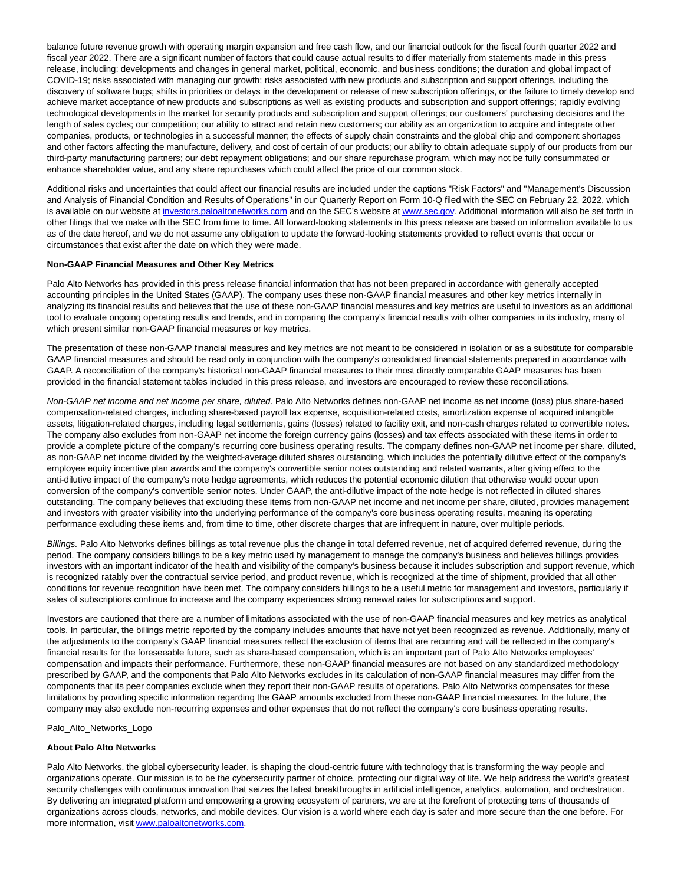balance future revenue growth with operating margin expansion and free cash flow, and our financial outlook for the fiscal fourth quarter 2022 and fiscal year 2022. There are a significant number of factors that could cause actual results to differ materially from statements made in this press release, including: developments and changes in general market, political, economic, and business conditions; the duration and global impact of COVID-19; risks associated with managing our growth; risks associated with new products and subscription and support offerings, including the discovery of software bugs; shifts in priorities or delays in the development or release of new subscription offerings, or the failure to timely develop and achieve market acceptance of new products and subscriptions as well as existing products and subscription and support offerings; rapidly evolving technological developments in the market for security products and subscription and support offerings; our customers' purchasing decisions and the length of sales cycles; our competition; our ability to attract and retain new customers; our ability as an organization to acquire and integrate other companies, products, or technologies in a successful manner; the effects of supply chain constraints and the global chip and component shortages and other factors affecting the manufacture, delivery, and cost of certain of our products; our ability to obtain adequate supply of our products from our third-party manufacturing partners; our debt repayment obligations; and our share repurchase program, which may not be fully consummated or enhance shareholder value, and any share repurchases which could affect the price of our common stock.

Additional risks and uncertainties that could affect our financial results are included under the captions "Risk Factors" and "Management's Discussion and Analysis of Financial Condition and Results of Operations" in our Quarterly Report on Form 10-Q filed with the SEC on February 22, 2022, which is available on our website at investors.paloaltonetworks.com and on the SEC's website at www.sec.gov. Additional information will also be set forth in other filings that we make with the SEC from time to time. All forward-looking statements in this press release are based on information available to us as of the date hereof, and we do not assume any obligation to update the forward-looking statements provided to reflect events that occur or circumstances that exist after the date on which they were made.

**Non-GAAP Financial Measures and Other Key Metrics**

Palo Alto Networks has provided in this press release financial information that has not been prepared in accordance with generally accepted accounting principles in the United States (GAAP). The company uses these non-GAAP financial measures and other key metrics internally in analyzing its financial results and believes that the use of these non-GAAP financial measures and key metrics are useful to investors as an additional tool to evaluate ongoing operating results and trends, and in comparing the company's financial results with other companies in its industry, many of which present similar non-GAAP financial measures or key metrics.

The presentation of these non-GAAP financial measures and key metrics are not meant to be considered in isolation or as a substitute for comparable GAAP financial measures and should be read only in conjunction with the company's consolidated financial statements prepared in accordance with GAAP. A reconciliation of the company's historical non-GAAP financial measures to their most directly comparable GAAP measures has been provided in the financial statement tables included in this press release, and investors are encouraged to review these reconciliations.

*Non-GAAP net income and net income per share, diluted.* Palo Alto Networks defines non-GAAP net income as net income (loss) plus share-based compensation-related charges, including share-based payroll tax expense, acquisition-related costs, amortization expense of acquired intangible assets, litigation-related charges, including legal settlements, gains (losses) related to facility exit, and non-cash charges related to convertible notes. The company also excludes from non-GAAP net income the foreign currency gains (losses) and tax effects associated with these items in order to provide a complete picture of the company's recurring core business operating results. The company defines non-GAAP net income per share, diluted, as non-GAAP net income divided by the weighted-average diluted shares outstanding, which includes the potentially dilutive effect of the company's employee equity incentive plan awards and the company's convertible senior notes outstanding and related warrants, after giving effect to the anti-dilutive impact of the company's note hedge agreements, which reduces the potential economic dilution that otherwise would occur upon conversion of the company's convertible senior notes. Under GAAP, the anti-dilutive impact of the note hedge is not reflected in diluted shares outstanding. The company believes that excluding these items from non-GAAP net income and net income per share, diluted, provides management and investors with greater visibility into the underlying performance of the company's core business operating results, meaning its operating performance excluding these items and, from time to time, other discrete charges that are infrequent in nature, over multiple periods.

*Billings.* Palo Alto Networks defines billings as total revenue plus the change in total deferred revenue, net of acquired deferred revenue, during the period. The company considers billings to be a key metric used by management to manage the company's business and believes billings provides investors with an important indicator of the health and visibility of the company's business because it includes subscription and support revenue, which is recognized ratably over the contractual service period, and product revenue, which is recognized at the time of shipment, provided that all other conditions for revenue recognition have been met. The company considers billings to be a useful metric for management and investors, particularly if sales of subscriptions continue to increase and the company experiences strong renewal rates for subscriptions and support.

Investors are cautioned that there are a number of limitations associated with the use of non-GAAP financial measures and key metrics as analytical tools. In particular, the billings metric reported by the company includes amounts that have not yet been recognized as revenue. Additionally, many of the adjustments to the company's GAAP financial measures reflect the exclusion of items that are recurring and will be reflected in the company's financial results for the foreseeable future, such as share-based compensation, which is an important part of Palo Alto Networks employees' compensation and impacts their performance. Furthermore, these non-GAAP financial measures are not based on any standardized methodology prescribed by GAAP, and the components that Palo Alto Networks excludes in its calculation of non-GAAP financial measures may differ from the components that its peer companies exclude when they report their non-GAAP results of operations. Palo Alto Networks compensates for these limitations by providing specific information regarding the GAAP amounts excluded from these non-GAAP financial measures. In the future, the company may also exclude non-recurring expenses and other expenses that do not reflect the company's core business operating results.

Palo_Alto_Networks_Logo

**About Palo Alto Networks**

Palo Alto Networks, the global cybersecurity leader, is shaping the cloud-centric future with technology that is transforming the way people and organizations operate. Our mission is to be the cybersecurity partner of choice, protecting our digital way of life. We help address the world's greatest security challenges with continuous innovation that seizes the latest breakthroughs in artificial intelligence, analytics, automation, and orchestration. By delivering an integrated platform and empowering a growing ecosystem of partners, we are at the forefront of protecting tens of thousands of organizations across clouds, networks, and mobile devices. Our vision is a world where each day is safer and more secure than the one before. For more information, visit www.paloaltonetworks.com.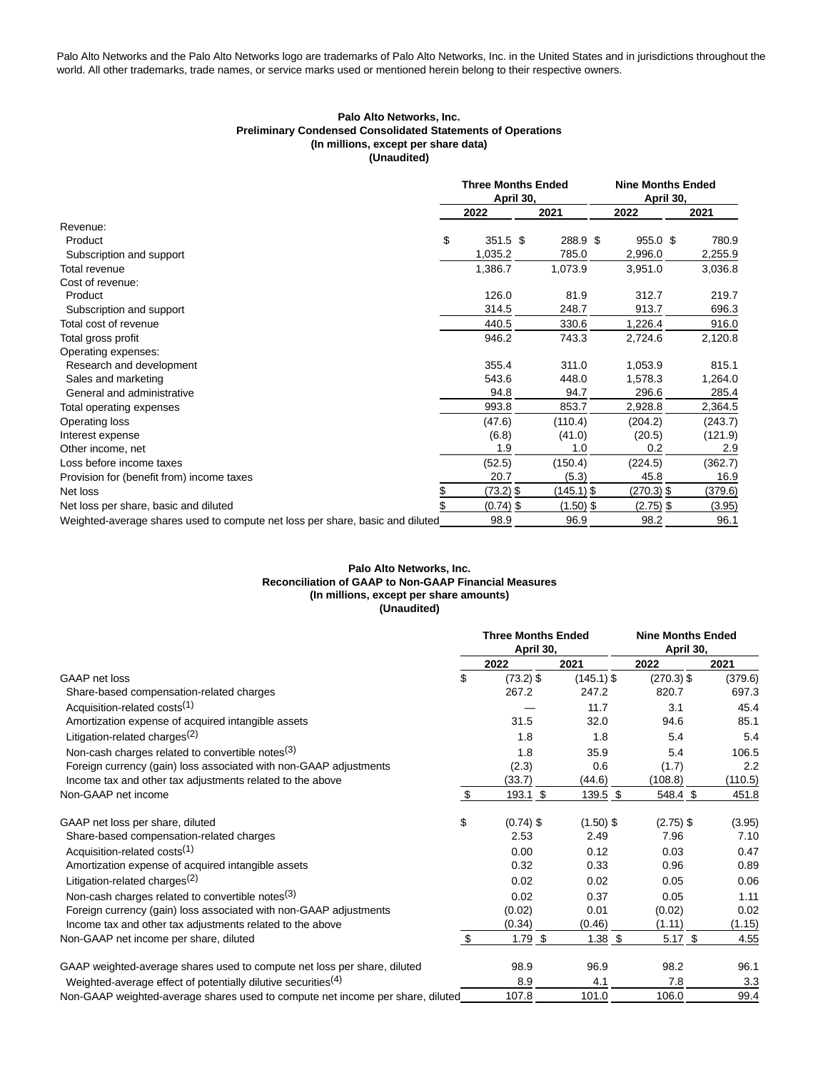Palo Alto Networks and the Palo Alto Networks logo are trademarks of Palo Alto Networks, Inc. in the United States and in jurisdictions throughout the world. All other trademarks, trade names, or service marks used or mentioned herein belong to their respective owners.

**Palo Alto Networks, Inc.**
**Preliminary Condensed Consolidated Statements of Operations**
**(In millions, except per share data)**
**(Unaudited)**

| | Three Months Ended April 30, | | Nine Months Ended April 30, | |
|---|---|---|---|---|
| | 2022 | 2021 | 2022 | 2021 |
| Revenue: | | | | |
| Product | $ 351.5 | $ 288.9 | $ 955.0 | $ 780.9 |
| Subscription and support | 1,035.2 | 785.0 | 2,996.0 | 2,255.9 |
| Total revenue | 1,386.7 | 1,073.9 | 3,951.0 | 3,036.8 |
| Cost of revenue: | | | | |
| Product | 126.0 | 81.9 | 312.7 | 219.7 |
| Subscription and support | 314.5 | 248.7 | 913.7 | 696.3 |
| Total cost of revenue | 440.5 | 330.6 | 1,226.4 | 916.0 |
| Total gross profit | 946.2 | 743.3 | 2,724.6 | 2,120.8 |
| Operating expenses: | | | | |
| Research and development | 355.4 | 311.0 | 1,053.9 | 815.1 |
| Sales and marketing | 543.6 | 448.0 | 1,578.3 | 1,264.0 |
| General and administrative | 94.8 | 94.7 | 296.6 | 285.4 |
| Total operating expenses | 993.8 | 853.7 | 2,928.8 | 2,364.5 |
| Operating loss | (47.6) | (110.4) | (204.2) | (243.7) |
| Interest expense | (6.8) | (41.0) | (20.5) | (121.9) |
| Other income, net | 1.9 | 1.0 | 0.2 | 2.9 |
| Loss before income taxes | (52.5) | (150.4) | (224.5) | (362.7) |
| Provision for (benefit from) income taxes | 20.7 | (5.3) | 45.8 | 16.9 |
| Net loss | $ (73.2) | $ (145.1) | $ (270.3) | $ (379.6) |
| Net loss per share, basic and diluted | $ (0.74) | $ (1.50) | $ (2.75) | $ (3.95) |
| Weighted-average shares used to compute net loss per share, basic and diluted | 98.9 | 96.9 | 98.2 | 96.1 |

**Palo Alto Networks, Inc.**
**Reconciliation of GAAP to Non-GAAP Financial Measures**
**(In millions, except per share amounts)**
**(Unaudited)**

| | Three Months Ended April 30, | | Nine Months Ended April 30, | |
|---|---|---|---|---|
| | 2022 | 2021 | 2022 | 2021 |
| GAAP net loss | $ (73.2) | $ (145.1) | $ (270.3) | $ (379.6) |
| Share-based compensation-related charges | 267.2 | 247.2 | 820.7 | 697.3 |
| Acquisition-related costs[(1)] | — | 11.7 | 3.1 | 45.4 |
| Amortization expense of acquired intangible assets | 31.5 | 32.0 | 94.6 | 85.1 |
| Litigation-related charges[(2)] | 1.8 | 1.8 | 5.4 | 5.4 |
| Non-cash charges related to convertible notes[(3)] | 1.8 | 35.9 | 5.4 | 106.5 |
| Foreign currency (gain) loss associated with non-GAAP adjustments | (2.3) | 0.6 | (1.7) | 2.2 |
| Income tax and other tax adjustments related to the above | (33.7) | (44.6) | (108.8) | (110.5) |
| Non-GAAP net income | $ 193.1 | $ 139.5 | $ 548.4 | $ 451.8 |
| | | | | |
| GAAP net loss per share, diluted | $ (0.74) | $ (1.50) | $ (2.75) | $ (3.95) |
| Share-based compensation-related charges | 2.53 | 2.49 | 7.96 | 7.10 |
| Acquisition-related costs[(1)] | 0.00 | 0.12 | 0.03 | 0.47 |
| Amortization expense of acquired intangible assets | 0.32 | 0.33 | 0.96 | 0.89 |
| Litigation-related charges[(2)] | 0.02 | 0.02 | 0.05 | 0.06 |
| Non-cash charges related to convertible notes[(3)] | 0.02 | 0.37 | 0.05 | 1.11 |
| Foreign currency (gain) loss associated with non-GAAP adjustments | (0.02) | 0.01 | (0.02) | 0.02 |
| Income tax and other tax adjustments related to the above | (0.34) | (0.46) | (1.11) | (1.15) |
| Non-GAAP net income per share, diluted | $ 1.79 | $ 1.38 | $ 5.17 | $ 4.55 |
| | | | | |
| GAAP weighted-average shares used to compute net loss per share, diluted | 98.9 | 96.9 | 98.2 | 96.1 |
| Weighted-average effect of potentially dilutive securities[(4)] | 8.9 | 4.1 | 7.8 | 3.3 |
| Non-GAAP weighted-average shares used to compute net income per share, diluted | 107.8 | 101.0 | 106.0 | 99.4 |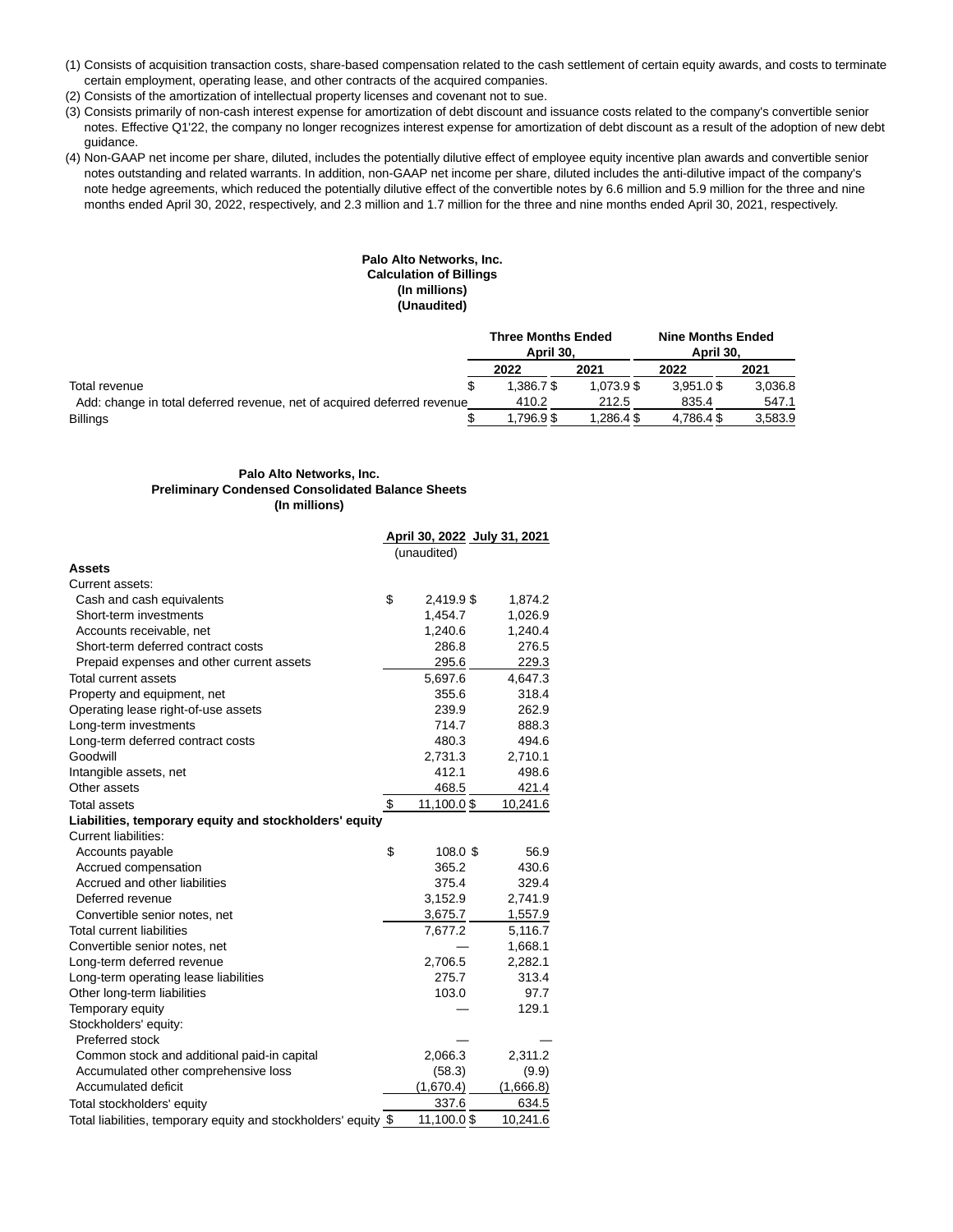(1) Consists of acquisition transaction costs, share-based compensation related to the cash settlement of certain equity awards, and costs to terminate certain employment, operating lease, and other contracts of the acquired companies.

(2) Consists of the amortization of intellectual property licenses and covenant not to sue.

(3) Consists primarily of non-cash interest expense for amortization of debt discount and issuance costs related to the company's convertible senior notes. Effective Q1'22, the company no longer recognizes interest expense for amortization of debt discount as a result of the adoption of new debt guidance.

(4) Non-GAAP net income per share, diluted, includes the potentially dilutive effect of employee equity incentive plan awards and convertible senior notes outstanding and related warrants. In addition, non-GAAP net income per share, diluted includes the anti-dilutive impact of the company's note hedge agreements, which reduced the potentially dilutive effect of the convertible notes by 6.6 million and 5.9 million for the three and nine months ended April 30, 2022, respectively, and 2.3 million and 1.7 million for the three and nine months ended April 30, 2021, respectively.

**Palo Alto Networks, Inc.**
**Calculation of Billings**
**(In millions)**
**(Unaudited)**

| | Three Months Ended April 30, | | Nine Months Ended April 30, | |
|---|---|---|---|---|
| | 2022 | 2021 | 2022 | 2021 |
| Total revenue | $ 1,386.7 | $ 1,073.9 | $ 3,951.0 | $ 3,036.8 |
| Add: change in total deferred revenue, net of acquired deferred revenue | 410.2 | 212.5 | 835.4 | 547.1 |
| Billings | $ 1,796.9 | $ 1,286.4 | $ 4,786.4 | $ 3,583.9 |

**Palo Alto Networks, Inc.**
**Preliminary Condensed Consolidated Balance Sheets**
**(In millions)**

| | April 30, 2022 | July 31, 2021 |
|---|---|---|
| | (unaudited) | |
| **Assets** | | |
| Current assets: | | |
| Cash and cash equivalents | $ 2,419.9 | $ 1,874.2 |
| Short-term investments | 1,454.7 | 1,026.9 |
| Accounts receivable, net | 1,240.6 | 1,240.4 |
| Short-term deferred contract costs | 286.8 | 276.5 |
| Prepaid expenses and other current assets | 295.6 | 229.3 |
| Total current assets | 5,697.6 | 4,647.3 |
| Property and equipment, net | 355.6 | 318.4 |
| Operating lease right-of-use assets | 239.9 | 262.9 |
| Long-term investments | 714.7 | 888.3 |
| Long-term deferred contract costs | 480.3 | 494.6 |
| Goodwill | 2,731.3 | 2,710.1 |
| Intangible assets, net | 412.1 | 498.6 |
| Other assets | 468.5 | 421.4 |
| Total assets | $ 11,100.0 | $ 10,241.6 |
| **Liabilities, temporary equity and stockholders' equity** | | |
| Current liabilities: | | |
| Accounts payable | $ 108.0 | $ 56.9 |
| Accrued compensation | 365.2 | 430.6 |
| Accrued and other liabilities | 375.4 | 329.4 |
| Deferred revenue | 3,152.9 | 2,741.9 |
| Convertible senior notes, net | 3,675.7 | 1,557.9 |
| Total current liabilities | 7,677.2 | 5,116.7 |
| Convertible senior notes, net | — | 1,668.1 |
| Long-term deferred revenue | 2,706.5 | 2,282.1 |
| Long-term operating lease liabilities | 275.7 | 313.4 |
| Other long-term liabilities | 103.0 | 97.7 |
| Temporary equity | — | 129.1 |
| Stockholders' equity: | | |
| Preferred stock | — | — |
| Common stock and additional paid-in capital | 2,066.3 | 2,311.2 |
| Accumulated other comprehensive loss | (58.3) | (9.9) |
| Accumulated deficit | (1,670.4) | (1,666.8) |
| Total stockholders' equity | 337.6 | 634.5 |
| Total liabilities, temporary equity and stockholders' equity | $ 11,100.0 | $ 10,241.6 |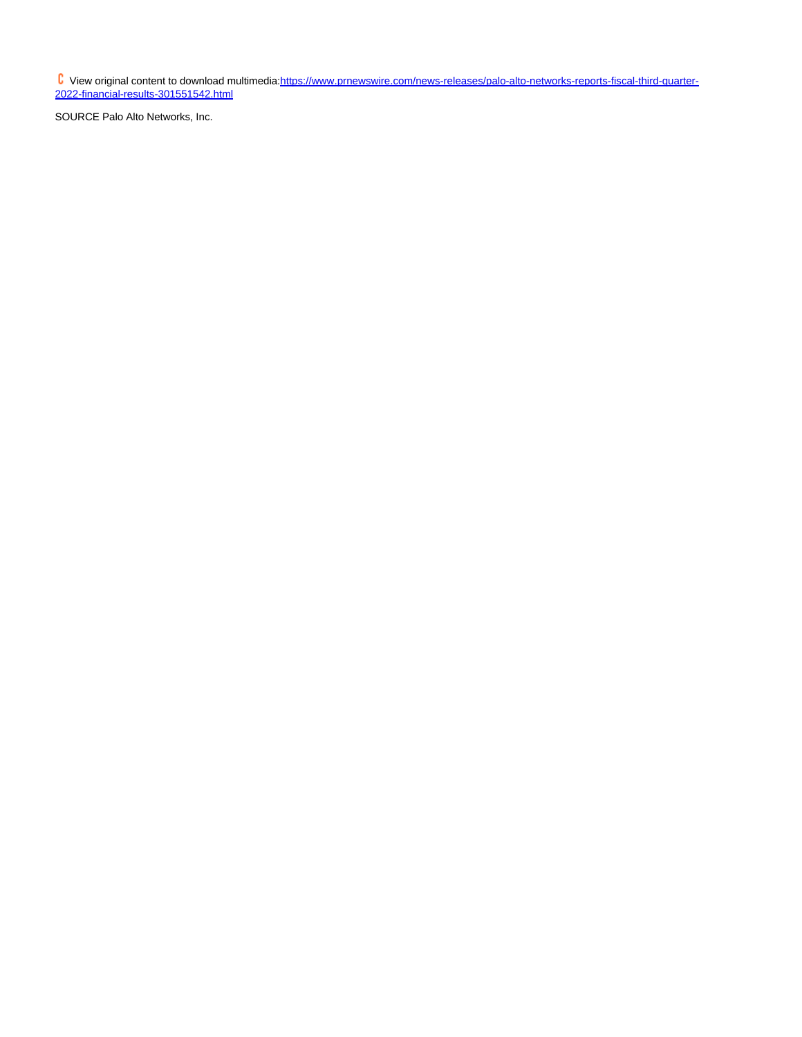View original content to download multimedia:https://www.prnewswire.com/news-releases/palo-alto-networks-reports-fiscal-third-quarter-2022-financial-results-301551542.html

SOURCE Palo Alto Networks, Inc.